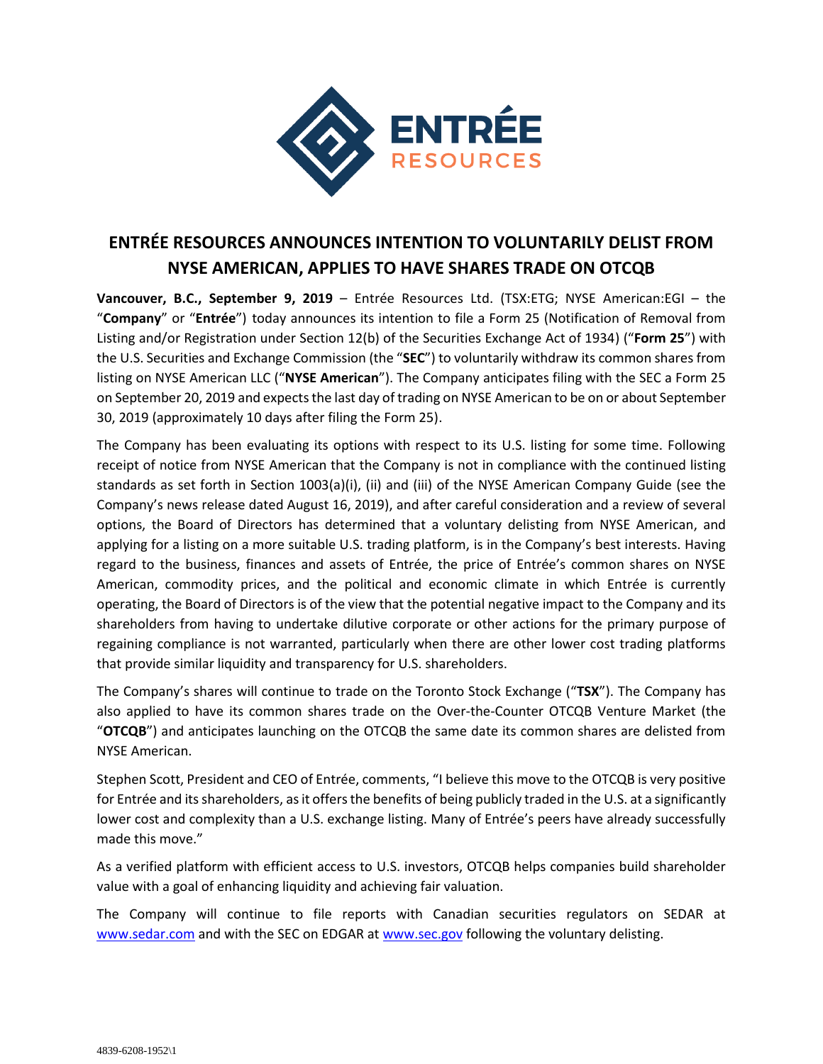# ENTRÉE RESOURCES ANNOUNCES INTENTION TO VOLUNTARILY DELIST FROM NYSE AMERICAN, APPLIES TO HAVE SHARES TRADE ON OTCQB

**Vancouver, B.C., September 9, 2019** – Entrée Resources Ltd. (TSX:ETG; NYSE American:EGI – the "**Company**" or "**Entrée**") today announces its intention to file a Form 25 (Notification of Removal from Listing and/or Registration under Section 12(b) of the Securities Exchange Act of 1934) ("**Form 25**") with the U.S. Securities and Exchange Commission (the "**SEC**") to voluntarily withdraw its common shares from listing on NYSE American LLC ("**NYSE American**"). The Company anticipates filing with the SEC a Form 25 on September 20, 2019 and expects the last day of trading on NYSE American to be on or about September 30, 2019 (approximately 10 days after filing the Form 25).

The Company has been evaluating its options with respect to its U.S. listing for some time. Following receipt of notice from NYSE American that the Company is not in compliance with the continued listing standards as set forth in Section 1003(a)(i), (ii) and (iii) of the NYSE American Company Guide (see the Company's news release dated August 16, 2019), and after careful consideration and a review of several options, the Board of Directors has determined that a voluntary delisting from NYSE American, and applying for a listing on a more suitable U.S. trading platform, is in the Company's best interests. Having regard to the business, finances and assets of Entrée, the price of Entrée's common shares on NYSE American, commodity prices, and the political and economic climate in which Entrée is currently operating, the Board of Directors is of the view that the potential negative impact to the Company and its shareholders from having to undertake dilutive corporate or other actions for the primary purpose of regaining compliance is not warranted, particularly when there are other lower cost trading platforms that provide similar liquidity and transparency for U.S. shareholders.

The Company's shares will continue to trade on the Toronto Stock Exchange ("**TSX**"). The Company has also applied to have its common shares trade on the Over-the-Counter OTCQB Venture Market (the "**OTCQB**") and anticipates launching on the OTCQB the same date its common shares are delisted from NYSE American.

Stephen Scott, President and CEO of Entrée, comments, "I believe this move to the OTCQB is very positive for Entrée and its shareholders, as it offers the benefits of being publicly traded in the U.S. at a significantly lower cost and complexity than a U.S. exchange listing. Many of Entrée's peers have already successfully made this move."

As a verified platform with efficient access to U.S. investors, OTCQB helps companies build shareholder value with a goal of enhancing liquidity and achieving fair valuation.

The Company will continue to file reports with Canadian securities regulators on SEDAR at [www.sedar.com](http://www.sedar.com) and with the SEC on EDGAR at [www.sec.gov](http://www.sec.gov) following the voluntary delisting.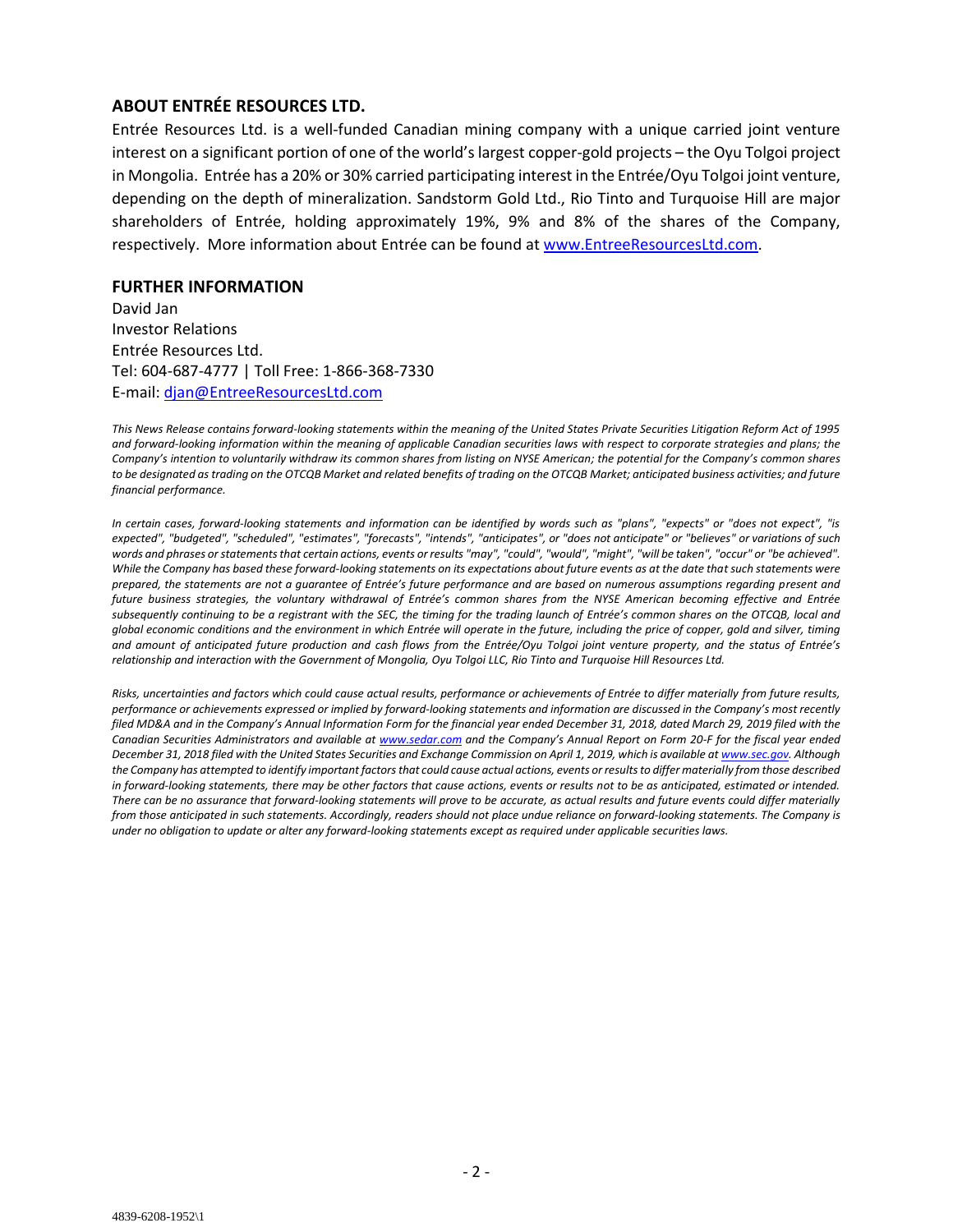## ABOUT ENTRÉE RESOURCES LTD.

Entrée Resources Ltd. is a well-funded Canadian mining company with a unique carried joint venture interest on a significant portion of one of the world's largest copper-gold projects – the Oyu Tolgoi project in Mongolia. Entrée has a 20% or 30% carried participating interest in the Entrée/Oyu Tolgoi joint venture, depending on the depth of mineralization. Sandstorm Gold Ltd., Rio Tinto and Turquoise Hill are major shareholders of Entrée, holding approximately 19%, 9% and 8% of the shares of the Company, respectively. More information about Entrée can be found at [www.EntreeResourcesLtd.com](http://www.EntreeResourcesLtd.com).

## FURTHER INFORMATION

David Jan
Investor Relations
Entrée Resources Ltd.
Tel: 604-687-4777 | Toll Free: 1-866-368-7330
E-mail: [djan@EntreeResourcesLtd.com](mailto:djan@EntreeResourcesLtd.com)

*This News Release contains forward-looking statements within the meaning of the United States Private Securities Litigation Reform Act of 1995 and forward-looking information within the meaning of applicable Canadian securities laws with respect to corporate strategies and plans; the Company's intention to voluntarily withdraw its common shares from listing on NYSE American; the potential for the Company's common shares to be designated as trading on the OTCQB Market and related benefits of trading on the OTCQB Market; anticipated business activities; and future financial performance.*

*In certain cases, forward-looking statements and information can be identified by words such as "plans", "expects" or "does not expect", "is expected", "budgeted", "scheduled", "estimates", "forecasts", "intends", "anticipates", or "does not anticipate" or "believes" or variations of such words and phrases or statements that certain actions, events or results "may", "could", "would", "might", "will be taken", "occur" or "be achieved". While the Company has based these forward-looking statements on its expectations about future events as at the date that such statements were prepared, the statements are not a guarantee of Entrée's future performance and are based on numerous assumptions regarding present and future business strategies, the voluntary withdrawal of Entrée's common shares from the NYSE American becoming effective and Entrée subsequently continuing to be a registrant with the SEC, the timing for the trading launch of Entrée's common shares on the OTCQB, local and global economic conditions and the environment in which Entrée will operate in the future, including the price of copper, gold and silver, timing and amount of anticipated future production and cash flows from the Entrée/Oyu Tolgoi joint venture property, and the status of Entrée's relationship and interaction with the Government of Mongolia, Oyu Tolgoi LLC, Rio Tinto and Turquoise Hill Resources Ltd.*

*Risks, uncertainties and factors which could cause actual results, performance or achievements of Entrée to differ materially from future results, performance or achievements expressed or implied by forward-looking statements and information are discussed in the Company's most recently filed MD&A and in the Company's Annual Information Form for the financial year ended December 31, 2018, dated March 29, 2019 filed with the Canadian Securities Administrators and available at [www.sedar.com](http://www.sedar.com) and the Company's Annual Report on Form 20-F for the fiscal year ended December 31, 2018 filed with the United States Securities and Exchange Commission on April 1, 2019, which is available at [www.sec.gov](http://www.sec.gov). Although the Company has attempted to identify important factors that could cause actual actions, events or results to differ materially from those described in forward-looking statements, there may be other factors that cause actions, events or results not to be as anticipated, estimated or intended. There can be no assurance that forward-looking statements will prove to be accurate, as actual results and future events could differ materially from those anticipated in such statements. Accordingly, readers should not place undue reliance on forward-looking statements. The Company is under no obligation to update or alter any forward-looking statements except as required under applicable securities laws.*

4839-6208-1952\1